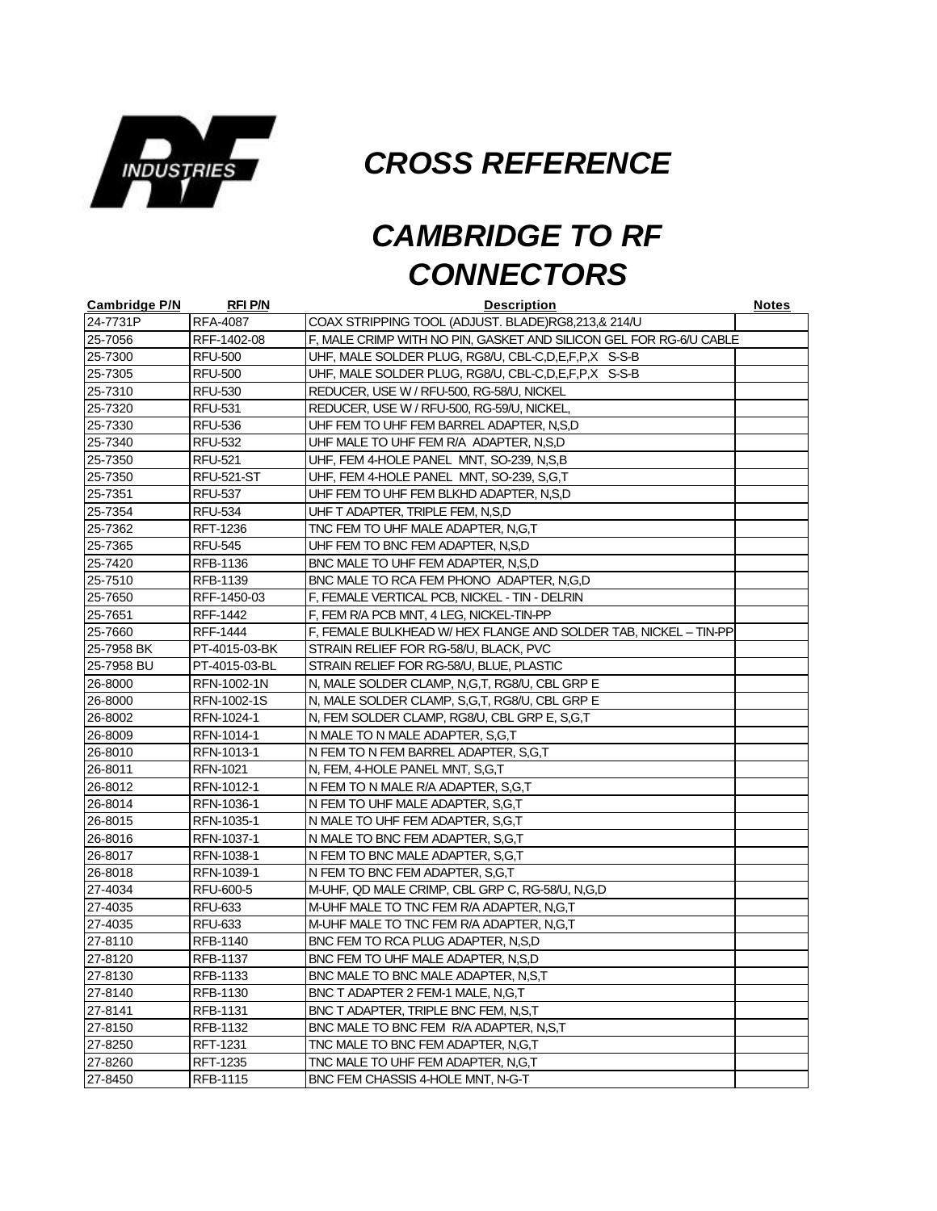# CROSS REFERENCE

# CAMBRIDGE TO RF CONNECTORS

| Cambridge P/N | RFI P/N | Description | Notes |
|---|---|---|---|
| 24-7731P | RFA-4087 | COAX STRIPPING TOOL (ADJUST. BLADE)RG8,213,& 214/U | |
| 25-7056 | RFF-1402-08 | F, MALE CRIMP WITH NO PIN, GASKET AND SILICON GEL FOR RG-6/U CABLE | |
| 25-7300 | RFU-500 | UHF, MALE SOLDER PLUG, RG8/U, CBL-C,D,E,F,P,X S-S-B | |
| 25-7305 | RFU-500 | UHF, MALE SOLDER PLUG, RG8/U, CBL-C,D,E,F,P,X S-S-B | |
| 25-7310 | RFU-530 | REDUCER, USE W / RFU-500, RG-58/U, NICKEL | |
| 25-7320 | RFU-531 | REDUCER, USE W / RFU-500, RG-59/U, NICKEL, | |
| 25-7330 | RFU-536 | UHF FEM TO UHF FEM BARREL ADAPTER, N,S,D | |
| 25-7340 | RFU-532 | UHF MALE TO UHF FEM R/A ADAPTER, N,S,D | |
| 25-7350 | RFU-521 | UHF, FEM 4-HOLE PANEL MNT, SO-239, N,S,B | |
| 25-7350 | RFU-521-ST | UHF, FEM 4-HOLE PANEL MNT, SO-239, S,G,T | |
| 25-7351 | RFU-537 | UHF FEM TO UHF FEM BLKHD ADAPTER, N,S,D | |
| 25-7354 | RFU-534 | UHF T ADAPTER, TRIPLE FEM, N,S,D | |
| 25-7362 | RFT-1236 | TNC FEM TO UHF MALE ADAPTER, N,G,T | |
| 25-7365 | RFU-545 | UHF FEM TO BNC FEM ADAPTER, N,S,D | |
| 25-7420 | RFB-1136 | BNC MALE TO UHF FEM ADAPTER, N,S,D | |
| 25-7510 | RFB-1139 | BNC MALE TO RCA FEM PHONO ADAPTER, N,G,D | |
| 25-7650 | RFF-1450-03 | F, FEMALE VERTICAL PCB, NICKEL - TIN - DELRIN | |
| 25-7651 | RFF-1442 | F, FEM R/A PCB MNT, 4 LEG, NICKEL-TIN-PP | |
| 25-7660 | RFF-1444 | F, FEMALE BULKHEAD W/ HEX FLANGE AND SOLDER TAB, NICKEL – TIN-PP | |
| 25-7958 BK | PT-4015-03-BK | STRAIN RELIEF FOR RG-58/U, BLACK, PVC | |
| 25-7958 BU | PT-4015-03-BL | STRAIN RELIEF FOR RG-58/U, BLUE, PLASTIC | |
| 26-8000 | RFN-1002-1N | N, MALE SOLDER CLAMP, N,G,T, RG8/U, CBL GRP E | |
| 26-8000 | RFN-1002-1S | N, MALE SOLDER CLAMP, S,G,T, RG8/U, CBL GRP E | |
| 26-8002 | RFN-1024-1 | N, FEM SOLDER CLAMP, RG8/U, CBL GRP E, S,G,T | |
| 26-8009 | RFN-1014-1 | N MALE TO N MALE ADAPTER, S,G,T | |
| 26-8010 | RFN-1013-1 | N FEM TO N FEM BARREL ADAPTER, S,G,T | |
| 26-8011 | RFN-1021 | N, FEM, 4-HOLE PANEL MNT, S,G,T | |
| 26-8012 | RFN-1012-1 | N FEM TO N MALE R/A ADAPTER, S,G,T | |
| 26-8014 | RFN-1036-1 | N FEM TO UHF MALE ADAPTER, S,G,T | |
| 26-8015 | RFN-1035-1 | N MALE TO UHF FEM ADAPTER, S,G,T | |
| 26-8016 | RFN-1037-1 | N MALE TO BNC FEM ADAPTER, S,G,T | |
| 26-8017 | RFN-1038-1 | N FEM TO BNC MALE ADAPTER, S,G,T | |
| 26-8018 | RFN-1039-1 | N FEM TO BNC FEM ADAPTER, S,G,T | |
| 27-4034 | RFU-600-5 | M-UHF, QD MALE CRIMP, CBL GRP C, RG-58/U, N,G,D | |
| 27-4035 | RFU-633 | M-UHF MALE TO TNC FEM R/A ADAPTER, N,G,T | |
| 27-4035 | RFU-633 | M-UHF MALE TO TNC FEM R/A ADAPTER, N,G,T | |
| 27-8110 | RFB-1140 | BNC FEM TO RCA PLUG ADAPTER, N,S,D | |
| 27-8120 | RFB-1137 | BNC FEM TO UHF MALE ADAPTER, N,S,D | |
| 27-8130 | RFB-1133 | BNC MALE TO BNC MALE ADAPTER, N,S,T | |
| 27-8140 | RFB-1130 | BNC T ADAPTER 2 FEM-1 MALE, N,G,T | |
| 27-8141 | RFB-1131 | BNC T ADAPTER, TRIPLE BNC FEM, N,S,T | |
| 27-8150 | RFB-1132 | BNC MALE TO BNC FEM R/A ADAPTER, N,S,T | |
| 27-8250 | RFT-1231 | TNC MALE TO BNC FEM ADAPTER, N,G,T | |
| 27-8260 | RFT-1235 | TNC MALE TO UHF FEM ADAPTER, N,G,T | |
| 27-8450 | RFB-1115 | BNC FEM CHASSIS 4-HOLE MNT, N-G-T | |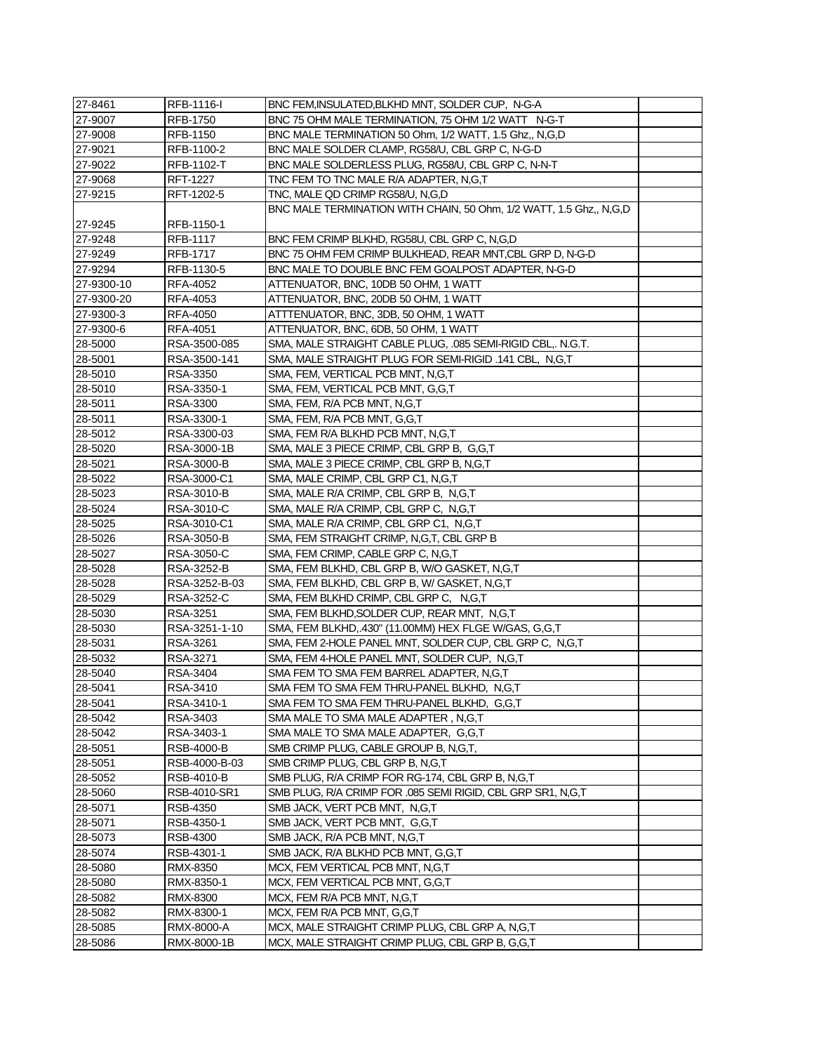| 27-8461 | RFB-1116-I | BNC FEM,INSULATED,BLKHD MNT, SOLDER CUP, N-G-A | |
|---|---|---|---|
| 27-9007 | RFB-1750 | BNC 75 OHM MALE TERMINATION, 75 OHM 1/2 WATT N-G-T | |
| 27-9008 | RFB-1150 | BNC MALE TERMINATION 50 Ohm, 1/2 WATT, 1.5 Ghz,, N,G,D | |
| 27-9021 | RFB-1100-2 | BNC MALE SOLDER CLAMP, RG58/U, CBL GRP C, N-G-D | |
| 27-9022 | RFB-1102-T | BNC MALE SOLDERLESS PLUG, RG58/U, CBL GRP C, N-N-T | |
| 27-9068 | RFT-1227 | TNC FEM TO TNC MALE R/A ADAPTER, N,G,T | |
| 27-9215 | RFT-1202-5 | TNC, MALE QD CRIMP RG58/U, N,G,D | |
| 27-9245 | RFB-1150-1 | BNC MALE TERMINATION WITH CHAIN, 50 Ohm, 1/2 WATT, 1.5 Ghz,, N,G,D | |
| 27-9248 | RFB-1117 | BNC FEM CRIMP BLKHD, RG58U, CBL GRP C, N,G,D | |
| 27-9249 | RFB-1717 | BNC 75 OHM FEM CRIMP BULKHEAD, REAR MNT,CBL GRP D, N-G-D | |
| 27-9294 | RFB-1130-5 | BNC MALE TO DOUBLE BNC FEM GOALPOST ADAPTER, N-G-D | |
| 27-9300-10 | RFA-4052 | ATTENUATOR, BNC, 10DB 50 OHM, 1 WATT | |
| 27-9300-20 | RFA-4053 | ATTENUATOR, BNC, 20DB 50 OHM, 1 WATT | |
| 27-9300-3 | RFA-4050 | ATTTENUATOR, BNC, 3DB, 50 OHM, 1 WATT | |
| 27-9300-6 | RFA-4051 | ATTENUATOR, BNC, 6DB, 50 OHM, 1 WATT | |
| 28-5000 | RSA-3500-085 | SMA, MALE STRAIGHT CABLE PLUG, .085 SEMI-RIGID CBL,. N.G.T. | |
| 28-5001 | RSA-3500-141 | SMA, MALE STRAIGHT PLUG FOR SEMI-RIGID .141 CBL, N,G,T | |
| 28-5010 | RSA-3350 | SMA, FEM, VERTICAL PCB MNT, N,G,T | |
| 28-5010 | RSA-3350-1 | SMA, FEM, VERTICAL PCB MNT, G,G,T | |
| 28-5011 | RSA-3300 | SMA, FEM, R/A PCB MNT, N,G,T | |
| 28-5011 | RSA-3300-1 | SMA, FEM, R/A PCB MNT, G,G,T | |
| 28-5012 | RSA-3300-03 | SMA, FEM R/A BLKHD PCB MNT, N,G,T | |
| 28-5020 | RSA-3000-1B | SMA, MALE 3 PIECE CRIMP, CBL GRP B, G,G,T | |
| 28-5021 | RSA-3000-B | SMA, MALE 3 PIECE CRIMP, CBL GRP B, N,G,T | |
| 28-5022 | RSA-3000-C1 | SMA, MALE CRIMP, CBL GRP C1, N,G,T | |
| 28-5023 | RSA-3010-B | SMA, MALE R/A CRIMP, CBL GRP B, N,G,T | |
| 28-5024 | RSA-3010-C | SMA, MALE R/A CRIMP, CBL GRP C, N,G,T | |
| 28-5025 | RSA-3010-C1 | SMA, MALE R/A CRIMP, CBL GRP C1, N,G,T | |
| 28-5026 | RSA-3050-B | SMA, FEM STRAIGHT CRIMP, N,G,T, CBL GRP B | |
| 28-5027 | RSA-3050-C | SMA, FEM CRIMP, CABLE GRP C, N,G,T | |
| 28-5028 | RSA-3252-B | SMA, FEM BLKHD, CBL GRP B, W/O GASKET, N,G,T | |
| 28-5028 | RSA-3252-B-03 | SMA, FEM BLKHD, CBL GRP B, W/ GASKET, N,G,T | |
| 28-5029 | RSA-3252-C | SMA, FEM BLKHD CRIMP, CBL GRP C, N,G,T | |
| 28-5030 | RSA-3251 | SMA, FEM BLKHD,SOLDER CUP, REAR MNT, N,G,T | |
| 28-5030 | RSA-3251-1-10 | SMA, FEM BLKHD,.430" (11.00MM) HEX FLGE W/GAS, G,G,T | |
| 28-5031 | RSA-3261 | SMA, FEM 2-HOLE PANEL MNT, SOLDER CUP, CBL GRP C, N,G,T | |
| 28-5032 | RSA-3271 | SMA, FEM 4-HOLE PANEL MNT, SOLDER CUP, N,G,T | |
| 28-5040 | RSA-3404 | SMA FEM TO SMA FEM BARREL ADAPTER, N,G,T | |
| 28-5041 | RSA-3410 | SMA FEM TO SMA FEM THRU-PANEL BLKHD, N,G,T | |
| 28-5041 | RSA-3410-1 | SMA FEM TO SMA FEM THRU-PANEL BLKHD, G,G,T | |
| 28-5042 | RSA-3403 | SMA MALE TO SMA MALE ADAPTER , N,G,T | |
| 28-5042 | RSA-3403-1 | SMA MALE TO SMA MALE ADAPTER, G,G,T | |
| 28-5051 | RSB-4000-B | SMB CRIMP PLUG, CABLE GROUP B, N,G,T, | |
| 28-5051 | RSB-4000-B-03 | SMB CRIMP PLUG, CBL GRP B, N,G,T | |
| 28-5052 | RSB-4010-B | SMB PLUG, R/A CRIMP FOR RG-174, CBL GRP B, N,G,T | |
| 28-5060 | RSB-4010-SR1 | SMB PLUG, R/A CRIMP FOR .085 SEMI RIGID, CBL GRP SR1, N,G,T | |
| 28-5071 | RSB-4350 | SMB JACK, VERT PCB MNT, N,G,T | |
| 28-5071 | RSB-4350-1 | SMB JACK, VERT PCB MNT, G,G,T | |
| 28-5073 | RSB-4300 | SMB JACK, R/A PCB MNT, N,G,T | |
| 28-5074 | RSB-4301-1 | SMB JACK, R/A BLKHD PCB MNT, G,G,T | |
| 28-5080 | RMX-8350 | MCX, FEM VERTICAL PCB MNT, N,G,T | |
| 28-5080 | RMX-8350-1 | MCX, FEM VERTICAL PCB MNT, G,G,T | |
| 28-5082 | RMX-8300 | MCX, FEM R/A PCB MNT, N,G,T | |
| 28-5082 | RMX-8300-1 | MCX, FEM R/A PCB MNT, G,G,T | |
| 28-5085 | RMX-8000-A | MCX, MALE STRAIGHT CRIMP PLUG, CBL GRP A, N,G,T | |
| 28-5086 | RMX-8000-1B | MCX, MALE STRAIGHT CRIMP PLUG, CBL GRP B, G,G,T | |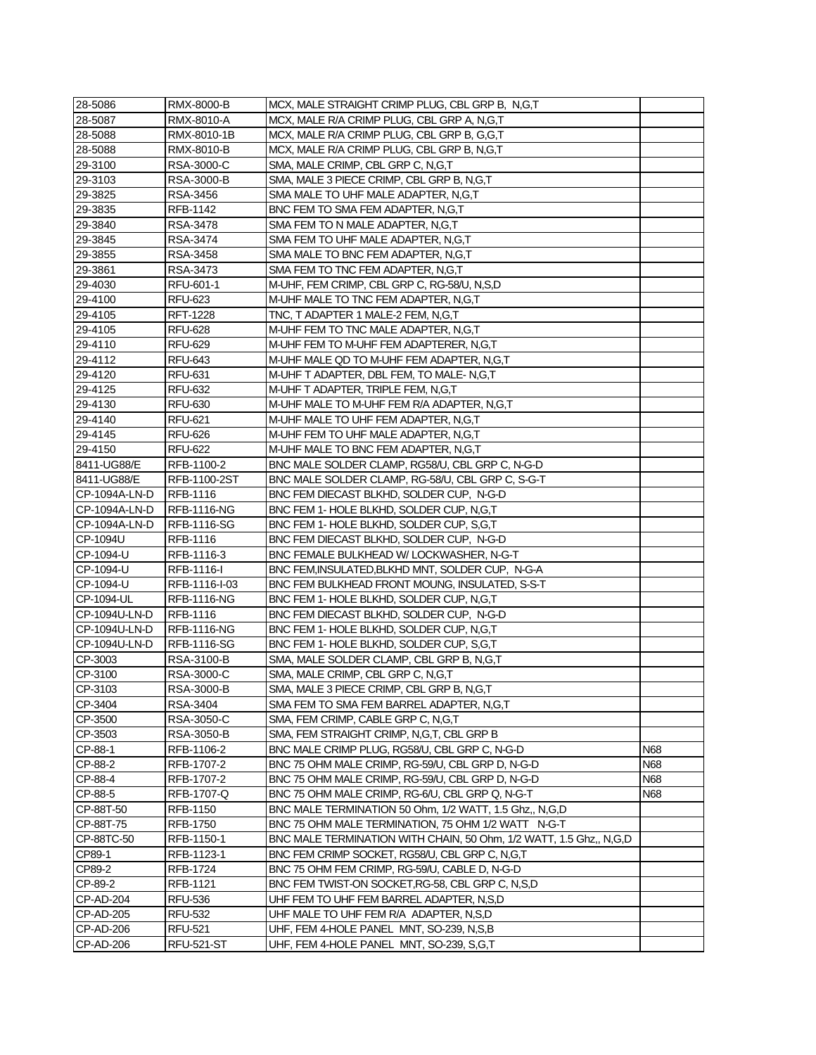| | | | |
|---|---|---|---|
| 28-5086 | RMX-8000-B | MCX, MALE STRAIGHT CRIMP PLUG, CBL GRP B, N,G,T | |
| 28-5087 | RMX-8010-A | MCX, MALE R/A CRIMP PLUG, CBL GRP A, N,G,T | |
| 28-5088 | RMX-8010-1B | MCX, MALE R/A CRIMP PLUG, CBL GRP B, G,G,T | |
| 28-5088 | RMX-8010-B | MCX, MALE R/A CRIMP PLUG, CBL GRP B, N,G,T | |
| 29-3100 | RSA-3000-C | SMA, MALE CRIMP, CBL GRP C, N,G,T | |
| 29-3103 | RSA-3000-B | SMA, MALE 3 PIECE CRIMP, CBL GRP B, N,G,T | |
| 29-3825 | RSA-3456 | SMA MALE TO UHF MALE ADAPTER, N,G,T | |
| 29-3835 | RFB-1142 | BNC FEM TO SMA FEM ADAPTER, N,G,T | |
| 29-3840 | RSA-3478 | SMA FEM TO N MALE ADAPTER, N,G,T | |
| 29-3845 | RSA-3474 | SMA FEM TO UHF MALE ADAPTER, N,G,T | |
| 29-3855 | RSA-3458 | SMA MALE TO BNC FEM ADAPTER, N,G,T | |
| 29-3861 | RSA-3473 | SMA FEM TO TNC FEM ADAPTER, N,G,T | |
| 29-4030 | RFU-601-1 | M-UHF, FEM CRIMP, CBL GRP C, RG-58/U, N,S,D | |
| 29-4100 | RFU-623 | M-UHF MALE TO TNC FEM ADAPTER, N,G,T | |
| 29-4105 | RFT-1228 | TNC, T ADAPTER 1 MALE-2 FEM, N,G,T | |
| 29-4105 | RFU-628 | M-UHF FEM TO TNC MALE ADAPTER, N,G,T | |
| 29-4110 | RFU-629 | M-UHF FEM TO M-UHF FEM ADAPTERER, N,G,T | |
| 29-4112 | RFU-643 | M-UHF MALE QD TO M-UHF FEM ADAPTER, N,G,T | |
| 29-4120 | RFU-631 | M-UHF T ADAPTER, DBL FEM, TO MALE- N,G,T | |
| 29-4125 | RFU-632 | M-UHF T ADAPTER, TRIPLE FEM, N,G,T | |
| 29-4130 | RFU-630 | M-UHF MALE TO M-UHF FEM R/A ADAPTER, N,G,T | |
| 29-4140 | RFU-621 | M-UHF MALE TO UHF FEM ADAPTER, N,G,T | |
| 29-4145 | RFU-626 | M-UHF FEM TO UHF MALE ADAPTER, N,G,T | |
| 29-4150 | RFU-622 | M-UHF MALE TO BNC FEM ADAPTER, N,G,T | |
| 8411-UG88/E | RFB-1100-2 | BNC MALE SOLDER CLAMP, RG58/U, CBL GRP C, N-G-D | |
| 8411-UG88/E | RFB-1100-2ST | BNC MALE SOLDER CLAMP, RG-58/U, CBL GRP C, S-G-T | |
| CP-1094A-LN-D | RFB-1116 | BNC FEM DIECAST BLKHD, SOLDER CUP, N-G-D | |
| CP-1094A-LN-D | RFB-1116-NG | BNC FEM 1- HOLE BLKHD, SOLDER CUP, N,G,T | |
| CP-1094A-LN-D | RFB-1116-SG | BNC FEM 1- HOLE BLKHD, SOLDER CUP, S,G,T | |
| CP-1094U | RFB-1116 | BNC FEM DIECAST BLKHD, SOLDER CUP, N-G-D | |
| CP-1094-U | RFB-1116-3 | BNC FEMALE BULKHEAD W/ LOCKWASHER, N-G-T | |
| CP-1094-U | RFB-1116-I | BNC FEM,INSULATED,BLKHD MNT, SOLDER CUP, N-G-A | |
| CP-1094-U | RFB-1116-I-03 | BNC FEM BULKHEAD FRONT MOUNG, INSULATED, S-S-T | |
| CP-1094-UL | RFB-1116-NG | BNC FEM 1- HOLE BLKHD, SOLDER CUP, N,G,T | |
| CP-1094U-LN-D | RFB-1116 | BNC FEM DIECAST BLKHD, SOLDER CUP, N-G-D | |
| CP-1094U-LN-D | RFB-1116-NG | BNC FEM 1- HOLE BLKHD, SOLDER CUP, N,G,T | |
| CP-1094U-LN-D | RFB-1116-SG | BNC FEM 1- HOLE BLKHD, SOLDER CUP, S,G,T | |
| CP-3003 | RSA-3100-B | SMA, MALE SOLDER CLAMP, CBL GRP B, N,G,T | |
| CP-3100 | RSA-3000-C | SMA, MALE CRIMP, CBL GRP C, N,G,T | |
| CP-3103 | RSA-3000-B | SMA, MALE 3 PIECE CRIMP, CBL GRP B, N,G,T | |
| CP-3404 | RSA-3404 | SMA FEM TO SMA FEM BARREL ADAPTER, N,G,T | |
| CP-3500 | RSA-3050-C | SMA, FEM CRIMP, CABLE GRP C, N,G,T | |
| CP-3503 | RSA-3050-B | SMA, FEM STRAIGHT CRIMP, N,G,T, CBL GRP B | |
| CP-88-1 | RFB-1106-2 | BNC MALE CRIMP PLUG, RG58/U, CBL GRP C, N-G-D | N68 |
| CP-88-2 | RFB-1707-2 | BNC 75 OHM MALE CRIMP, RG-59/U, CBL GRP D, N-G-D | N68 |
| CP-88-4 | RFB-1707-2 | BNC 75 OHM MALE CRIMP, RG-59/U, CBL GRP D, N-G-D | N68 |
| CP-88-5 | RFB-1707-Q | BNC 75 OHM MALE CRIMP, RG-6/U, CBL GRP Q, N-G-T | N68 |
| CP-88T-50 | RFB-1150 | BNC MALE TERMINATION 50 Ohm, 1/2 WATT, 1.5 Ghz,, N,G,D | |
| CP-88T-75 | RFB-1750 | BNC 75 OHM MALE TERMINATION, 75 OHM 1/2 WATT N-G-T | |
| CP-88TC-50 | RFB-1150-1 | BNC MALE TERMINATION WITH CHAIN, 50 Ohm, 1/2 WATT, 1.5 Ghz,, N,G,D | |
| CP89-1 | RFB-1123-1 | BNC FEM CRIMP SOCKET, RG58/U, CBL GRP C, N,G,T | |
| CP89-2 | RFB-1724 | BNC 75 OHM FEM CRIMP, RG-59/U, CABLE D, N-G-D | |
| CP-89-2 | RFB-1121 | BNC FEM TWIST-ON SOCKET,RG-58, CBL GRP C, N,S,D | |
| CP-AD-204 | RFU-536 | UHF FEM TO UHF FEM BARREL ADAPTER, N,S,D | |
| CP-AD-205 | RFU-532 | UHF MALE TO UHF FEM R/A ADAPTER, N,S,D | |
| CP-AD-206 | RFU-521 | UHF, FEM 4-HOLE PANEL MNT, SO-239, N,S,B | |
| CP-AD-206 | RFU-521-ST | UHF, FEM 4-HOLE PANEL MNT, SO-239, S,G,T | |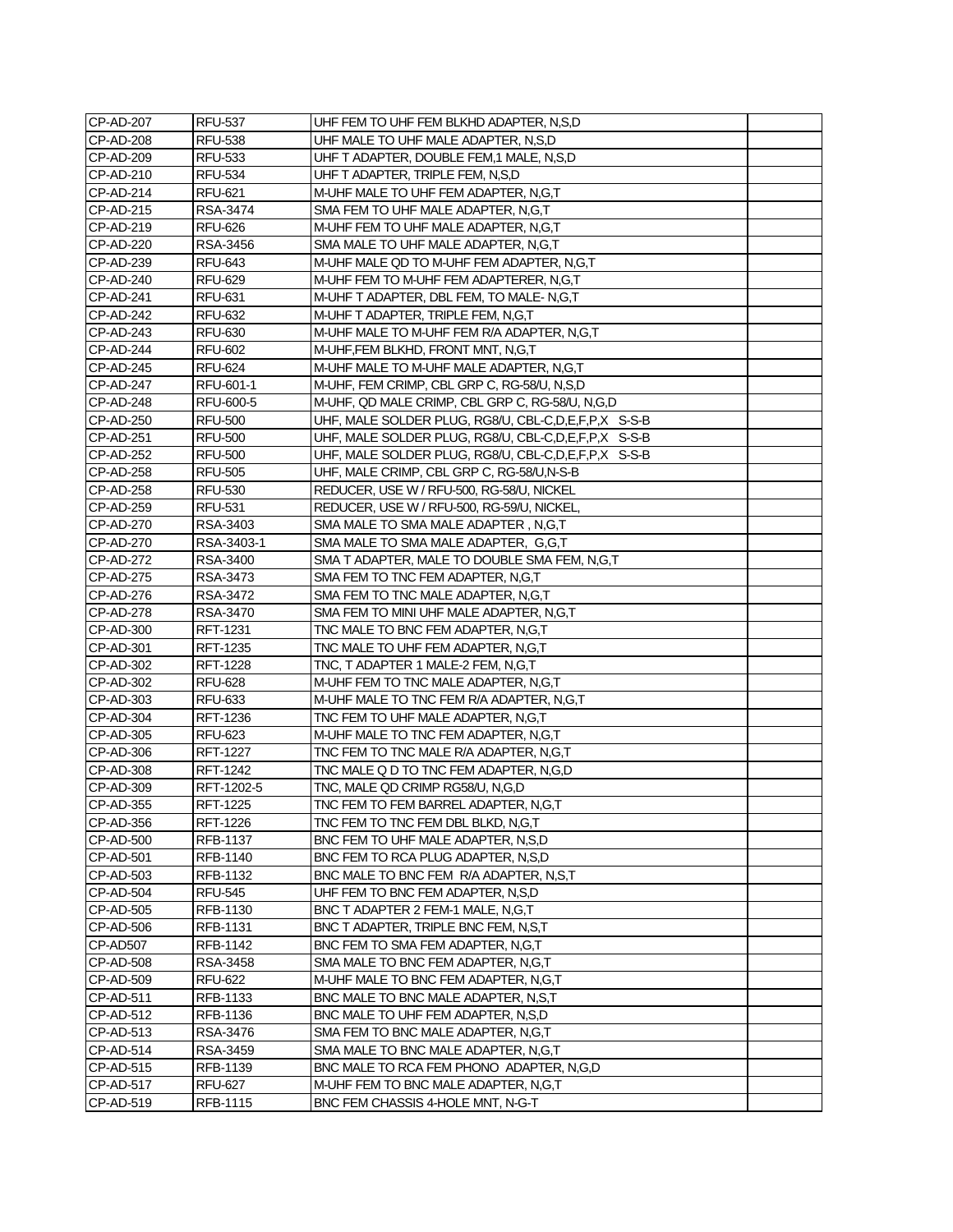| | | | |
|---|---|---|---|
| CP-AD-207 | RFU-537 | UHF FEM TO UHF FEM BLKHD ADAPTER, N,S,D | |
| CP-AD-208 | RFU-538 | UHF MALE TO UHF MALE ADAPTER, N,S,D | |
| CP-AD-209 | RFU-533 | UHF T ADAPTER, DOUBLE FEM,1 MALE, N,S,D | |
| CP-AD-210 | RFU-534 | UHF T ADAPTER, TRIPLE FEM, N,S,D | |
| CP-AD-214 | RFU-621 | M-UHF MALE TO UHF FEM ADAPTER, N,G,T | |
| CP-AD-215 | RSA-3474 | SMA FEM TO UHF MALE ADAPTER, N,G,T | |
| CP-AD-219 | RFU-626 | M-UHF FEM TO UHF MALE ADAPTER, N,G,T | |
| CP-AD-220 | RSA-3456 | SMA MALE TO UHF MALE ADAPTER, N,G,T | |
| CP-AD-239 | RFU-643 | M-UHF MALE QD TO M-UHF FEM ADAPTER, N,G,T | |
| CP-AD-240 | RFU-629 | M-UHF FEM TO M-UHF FEM ADAPTERER, N,G,T | |
| CP-AD-241 | RFU-631 | M-UHF T ADAPTER, DBL FEM, TO MALE- N,G,T | |
| CP-AD-242 | RFU-632 | M-UHF T ADAPTER, TRIPLE FEM, N,G,T | |
| CP-AD-243 | RFU-630 | M-UHF MALE TO M-UHF FEM R/A ADAPTER, N,G,T | |
| CP-AD-244 | RFU-602 | M-UHF,FEM BLKHD, FRONT MNT, N,G,T | |
| CP-AD-245 | RFU-624 | M-UHF MALE TO M-UHF MALE ADAPTER, N,G,T | |
| CP-AD-247 | RFU-601-1 | M-UHF, FEM CRIMP, CBL GRP C, RG-58/U, N,S,D | |
| CP-AD-248 | RFU-600-5 | M-UHF, QD MALE CRIMP, CBL GRP C, RG-58/U, N,G,D | |
| CP-AD-250 | RFU-500 | UHF, MALE SOLDER PLUG, RG8/U, CBL-C,D,E,F,P,X S-S-B | |
| CP-AD-251 | RFU-500 | UHF, MALE SOLDER PLUG, RG8/U, CBL-C,D,E,F,P,X S-S-B | |
| CP-AD-252 | RFU-500 | UHF, MALE SOLDER PLUG, RG8/U, CBL-C,D,E,F,P,X S-S-B | |
| CP-AD-258 | RFU-505 | UHF, MALE CRIMP, CBL GRP C, RG-58/U,N-S-B | |
| CP-AD-258 | RFU-530 | REDUCER, USE W / RFU-500, RG-58/U, NICKEL | |
| CP-AD-259 | RFU-531 | REDUCER, USE W / RFU-500, RG-59/U, NICKEL, | |
| CP-AD-270 | RSA-3403 | SMA MALE TO SMA MALE ADAPTER , N,G,T | |
| CP-AD-270 | RSA-3403-1 | SMA MALE TO SMA MALE ADAPTER, G,G,T | |
| CP-AD-272 | RSA-3400 | SMA T ADAPTER, MALE TO DOUBLE SMA FEM, N,G,T | |
| CP-AD-275 | RSA-3473 | SMA FEM TO TNC FEM ADAPTER, N,G,T | |
| CP-AD-276 | RSA-3472 | SMA FEM TO TNC MALE ADAPTER, N,G,T | |
| CP-AD-278 | RSA-3470 | SMA FEM TO MINI UHF MALE ADAPTER, N,G,T | |
| CP-AD-300 | RFT-1231 | TNC MALE TO BNC FEM ADAPTER, N,G,T | |
| CP-AD-301 | RFT-1235 | TNC MALE TO UHF FEM ADAPTER, N,G,T | |
| CP-AD-302 | RFT-1228 | TNC, T ADAPTER 1 MALE-2 FEM, N,G,T | |
| CP-AD-302 | RFU-628 | M-UHF FEM TO TNC MALE ADAPTER, N,G,T | |
| CP-AD-303 | RFU-633 | M-UHF MALE TO TNC FEM R/A ADAPTER, N,G,T | |
| CP-AD-304 | RFT-1236 | TNC FEM TO UHF MALE ADAPTER, N,G,T | |
| CP-AD-305 | RFU-623 | M-UHF MALE TO TNC FEM ADAPTER, N,G,T | |
| CP-AD-306 | RFT-1227 | TNC FEM TO TNC MALE R/A ADAPTER, N,G,T | |
| CP-AD-308 | RFT-1242 | TNC MALE Q D TO TNC FEM ADAPTER, N,G,D | |
| CP-AD-309 | RFT-1202-5 | TNC, MALE QD CRIMP RG58/U, N,G,D | |
| CP-AD-355 | RFT-1225 | TNC FEM TO FEM BARREL ADAPTER, N,G,T | |
| CP-AD-356 | RFT-1226 | TNC FEM TO TNC FEM DBL BLKD, N,G,T | |
| CP-AD-500 | RFB-1137 | BNC FEM TO UHF MALE ADAPTER, N,S,D | |
| CP-AD-501 | RFB-1140 | BNC FEM TO RCA PLUG ADAPTER, N,S,D | |
| CP-AD-503 | RFB-1132 | BNC MALE TO BNC FEM R/A ADAPTER, N,S,T | |
| CP-AD-504 | RFU-545 | UHF FEM TO BNC FEM ADAPTER, N,S,D | |
| CP-AD-505 | RFB-1130 | BNC T ADAPTER 2 FEM-1 MALE, N,G,T | |
| CP-AD-506 | RFB-1131 | BNC T ADAPTER, TRIPLE BNC FEM, N,S,T | |
| CP-AD507 | RFB-1142 | BNC FEM TO SMA FEM ADAPTER, N,G,T | |
| CP-AD-508 | RSA-3458 | SMA MALE TO BNC FEM ADAPTER, N,G,T | |
| CP-AD-509 | RFU-622 | M-UHF MALE TO BNC FEM ADAPTER, N,G,T | |
| CP-AD-511 | RFB-1133 | BNC MALE TO BNC MALE ADAPTER, N,S,T | |
| CP-AD-512 | RFB-1136 | BNC MALE TO UHF FEM ADAPTER, N,S,D | |
| CP-AD-513 | RSA-3476 | SMA FEM TO BNC MALE ADAPTER, N,G,T | |
| CP-AD-514 | RSA-3459 | SMA MALE TO BNC MALE ADAPTER, N,G,T | |
| CP-AD-515 | RFB-1139 | BNC MALE TO RCA FEM PHONO ADAPTER, N,G,D | |
| CP-AD-517 | RFU-627 | M-UHF FEM TO BNC MALE ADAPTER, N,G,T | |
| CP-AD-519 | RFB-1115 | BNC FEM CHASSIS 4-HOLE MNT, N-G-T | |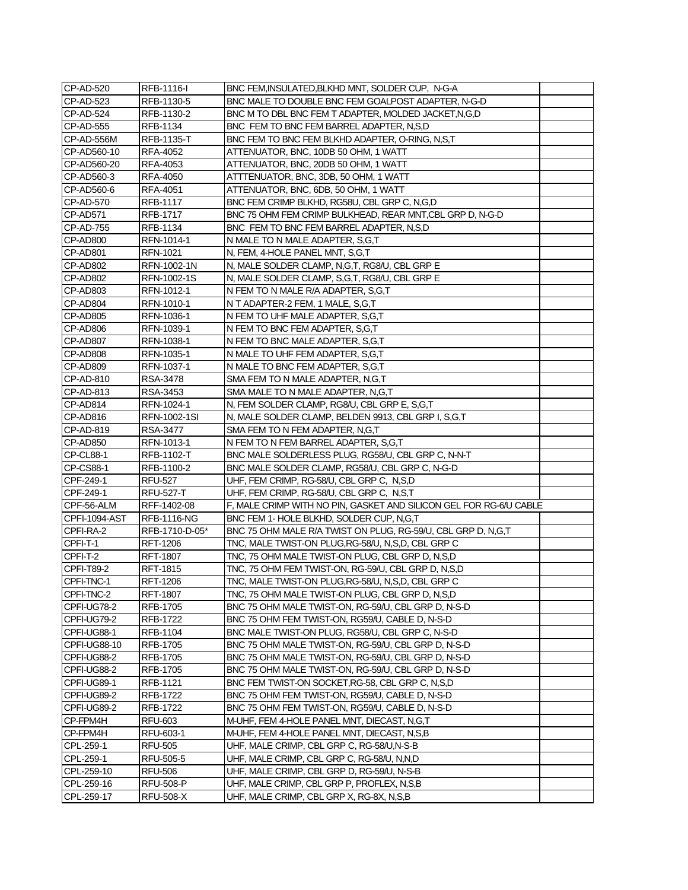| CP-AD-520 | RFB-1116-I | BNC FEM,INSULATED,BLKHD MNT, SOLDER CUP, N-G-A | |
|---|---|---|---|
| CP-AD-523 | RFB-1130-5 | BNC MALE TO DOUBLE BNC FEM GOALPOST ADAPTER, N-G-D | |
| CP-AD-524 | RFB-1130-2 | BNC M TO DBL BNC FEM T ADAPTER, MOLDED JACKET,N,G,D | |
| CP-AD-555 | RFB-1134 | BNC FEM TO BNC FEM BARREL ADAPTER, N,S,D | |
| CP-AD-556M | RFB-1135-T | BNC FEM TO BNC FEM BLKHD ADAPTER, O-RING, N,S,T | |
| CP-AD560-10 | RFA-4052 | ATTENUATOR, BNC, 10DB 50 OHM, 1 WATT | |
| CP-AD560-20 | RFA-4053 | ATTENUATOR, BNC, 20DB 50 OHM, 1 WATT | |
| CP-AD560-3 | RFA-4050 | ATTTENUATOR, BNC, 3DB, 50 OHM, 1 WATT | |
| CP-AD560-6 | RFA-4051 | ATTENUATOR, BNC, 6DB, 50 OHM, 1 WATT | |
| CP-AD-570 | RFB-1117 | BNC FEM CRIMP BLKHD, RG58U, CBL GRP C, N,G,D | |
| CP-AD571 | RFB-1717 | BNC 75 OHM FEM CRIMP BULKHEAD, REAR MNT,CBL GRP D, N-G-D | |
| CP-AD-755 | RFB-1134 | BNC FEM TO BNC FEM BARREL ADAPTER, N,S,D | |
| CP-AD800 | RFN-1014-1 | N MALE TO N MALE ADAPTER, S,G,T | |
| CP-AD801 | RFN-1021 | N, FEM, 4-HOLE PANEL MNT, S,G,T | |
| CP-AD802 | RFN-1002-1N | N, MALE SOLDER CLAMP, N,G,T, RG8/U, CBL GRP E | |
| CP-AD802 | RFN-1002-1S | N, MALE SOLDER CLAMP, S,G,T, RG8/U, CBL GRP E | |
| CP-AD803 | RFN-1012-1 | N FEM TO N MALE R/A ADAPTER, S,G,T | |
| CP-AD804 | RFN-1010-1 | N T ADAPTER-2 FEM, 1 MALE, S,G,T | |
| CP-AD805 | RFN-1036-1 | N FEM TO UHF MALE ADAPTER, S,G,T | |
| CP-AD806 | RFN-1039-1 | N FEM TO BNC FEM ADAPTER, S,G,T | |
| CP-AD807 | RFN-1038-1 | N FEM TO BNC MALE ADAPTER, S,G,T | |
| CP-AD808 | RFN-1035-1 | N MALE TO UHF FEM ADAPTER, S,G,T | |
| CP-AD809 | RFN-1037-1 | N MALE TO BNC FEM ADAPTER, S,G,T | |
| CP-AD-810 | RSA-3478 | SMA FEM TO N MALE ADAPTER, N,G,T | |
| CP-AD-813 | RSA-3453 | SMA MALE TO N MALE ADAPTER, N,G,T | |
| CP-AD814 | RFN-1024-1 | N, FEM SOLDER CLAMP, RG8/U, CBL GRP E, S,G,T | |
| CP-AD816 | RFN-1002-1SI | N, MALE SOLDER CLAMP, BELDEN 9913, CBL GRP I, S,G,T | |
| CP-AD-819 | RSA-3477 | SMA FEM TO N FEM ADAPTER, N,G,T | |
| CP-AD850 | RFN-1013-1 | N FEM TO N FEM BARREL ADAPTER, S,G,T | |
| CP-CL88-1 | RFB-1102-T | BNC MALE SOLDERLESS PLUG, RG58/U, CBL GRP C, N-N-T | |
| CP-CS88-1 | RFB-1100-2 | BNC MALE SOLDER CLAMP, RG58/U, CBL GRP C, N-G-D | |
| CPF-249-1 | RFU-527 | UHF, FEM CRIMP, RG-58/U, CBL GRP C, N,S,D | |
| CPF-249-1 | RFU-527-T | UHF, FEM CRIMP, RG-58/U, CBL GRP C, N,S,T | |
| CPF-56-ALM | RFF-1402-08 | F, MALE CRIMP WITH NO PIN, GASKET AND SILICON GEL FOR RG-6/U CABLE | |
| CPFI-1094-AST | RFB-1116-NG | BNC FEM 1- HOLE BLKHD, SOLDER CUP, N,G,T | |
| CPFI-RA-2 | RFB-1710-D-05* | BNC 75 OHM MALE R/A TWIST ON PLUG, RG-59/U, CBL GRP D, N,G,T | |
| CPFI-T-1 | RFT-1206 | TNC, MALE TWIST-ON PLUG,RG-58/U, N,S,D, CBL GRP C | |
| CPFI-T-2 | RFT-1807 | TNC, 75 OHM MALE TWIST-ON PLUG, CBL GRP D, N,S,D | |
| CPFI-T89-2 | RFT-1815 | TNC, 75 OHM FEM TWIST-ON, RG-59/U, CBL GRP D, N,S,D | |
| CPFI-TNC-1 | RFT-1206 | TNC, MALE TWIST-ON PLUG,RG-58/U, N,S,D, CBL GRP C | |
| CPFI-TNC-2 | RFT-1807 | TNC, 75 OHM MALE TWIST-ON PLUG, CBL GRP D, N,S,D | |
| CPFI-UG78-2 | RFB-1705 | BNC 75 OHM MALE TWIST-ON, RG-59/U, CBL GRP D, N-S-D | |
| CPFI-UG79-2 | RFB-1722 | BNC 75 OHM FEM TWIST-ON, RG59/U, CABLE D, N-S-D | |
| CPFI-UG88-1 | RFB-1104 | BNC MALE TWIST-ON PLUG, RG58/U, CBL GRP C, N-S-D | |
| CPFI-UG88-10 | RFB-1705 | BNC 75 OHM MALE TWIST-ON, RG-59/U, CBL GRP D, N-S-D | |
| CPFI-UG88-2 | RFB-1705 | BNC 75 OHM MALE TWIST-ON, RG-59/U, CBL GRP D, N-S-D | |
| CPFI-UG88-2 | RFB-1705 | BNC 75 OHM MALE TWIST-ON, RG-59/U, CBL GRP D, N-S-D | |
| CPFI-UG89-1 | RFB-1121 | BNC FEM TWIST-ON SOCKET,RG-58, CBL GRP C, N,S,D | |
| CPFI-UG89-2 | RFB-1722 | BNC 75 OHM FEM TWIST-ON, RG59/U, CABLE D, N-S-D | |
| CPFI-UG89-2 | RFB-1722 | BNC 75 OHM FEM TWIST-ON, RG59/U, CABLE D, N-S-D | |
| CP-FPM4H | RFU-603 | M-UHF, FEM 4-HOLE PANEL MNT, DIECAST, N,G,T | |
| CP-FPM4H | RFU-603-1 | M-UHF, FEM 4-HOLE PANEL MNT, DIECAST, N,S,B | |
| CPL-259-1 | RFU-505 | UHF, MALE CRIMP, CBL GRP C, RG-58/U,N-S-B | |
| CPL-259-1 | RFU-505-5 | UHF, MALE CRIMP, CBL GRP C, RG-58/U, N,N,D | |
| CPL-259-10 | RFU-506 | UHF, MALE CRIMP, CBL GRP D, RG-59/U, N-S-B | |
| CPL-259-16 | RFU-508-P | UHF, MALE CRIMP, CBL GRP P, PROFLEX, N,S,B | |
| CPL-259-17 | RFU-508-X | UHF, MALE CRIMP, CBL GRP X, RG-8X, N,S,B | |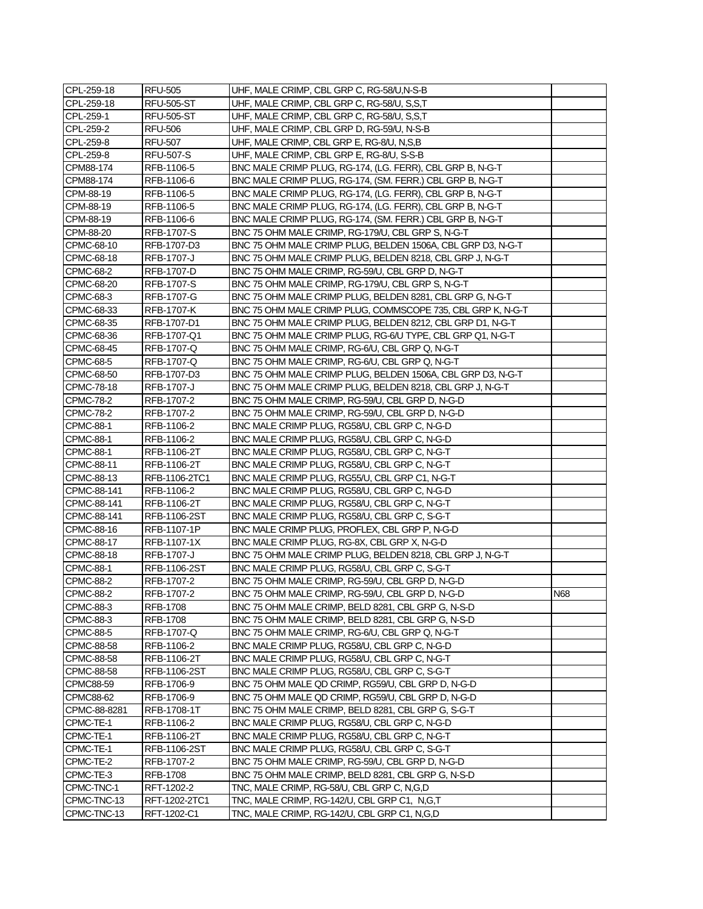| | | | |
|---|---|---|---|
| CPL-259-18 | RFU-505 | UHF, MALE CRIMP, CBL GRP C, RG-58/U,N-S-B | |
| CPL-259-18 | RFU-505-ST | UHF, MALE CRIMP, CBL GRP C, RG-58/U, S,S,T | |
| CPL-259-1 | RFU-505-ST | UHF, MALE CRIMP, CBL GRP C, RG-58/U, S,S,T | |
| CPL-259-2 | RFU-506 | UHF, MALE CRIMP, CBL GRP D, RG-59/U, N-S-B | |
| CPL-259-8 | RFU-507 | UHF, MALE CRIMP, CBL GRP E, RG-8/U, N,S,B | |
| CPL-259-8 | RFU-507-S | UHF, MALE CRIMP, CBL GRP E, RG-8/U, S-S-B | |
| CPM88-174 | RFB-1106-5 | BNC MALE CRIMP PLUG, RG-174, (LG. FERR), CBL GRP B, N-G-T | |
| CPM88-174 | RFB-1106-6 | BNC MALE CRIMP PLUG, RG-174, (SM. FERR.) CBL GRP B, N-G-T | |
| CPM-88-19 | RFB-1106-5 | BNC MALE CRIMP PLUG, RG-174, (LG. FERR), CBL GRP B, N-G-T | |
| CPM-88-19 | RFB-1106-5 | BNC MALE CRIMP PLUG, RG-174, (LG. FERR), CBL GRP B, N-G-T | |
| CPM-88-19 | RFB-1106-6 | BNC MALE CRIMP PLUG, RG-174, (SM. FERR.) CBL GRP B, N-G-T | |
| CPM-88-20 | RFB-1707-S | BNC 75 OHM MALE CRIMP, RG-179/U, CBL GRP S, N-G-T | |
| CPMC-68-10 | RFB-1707-D3 | BNC 75 OHM MALE CRIMP PLUG, BELDEN 1506A, CBL GRP D3, N-G-T | |
| CPMC-68-18 | RFB-1707-J | BNC 75 OHM MALE CRIMP PLUG, BELDEN 8218, CBL GRP J, N-G-T | |
| CPMC-68-2 | RFB-1707-D | BNC 75 OHM MALE CRIMP, RG-59/U, CBL GRP D, N-G-T | |
| CPMC-68-20 | RFB-1707-S | BNC 75 OHM MALE CRIMP, RG-179/U, CBL GRP S, N-G-T | |
| CPMC-68-3 | RFB-1707-G | BNC 75 OHM MALE CRIMP PLUG, BELDEN 8281, CBL GRP G, N-G-T | |
| CPMC-68-33 | RFB-1707-K | BNC 75 OHM MALE CRIMP PLUG, COMMSCOPE 735, CBL GRP K, N-G-T | |
| CPMC-68-35 | RFB-1707-D1 | BNC 75 OHM MALE CRIMP PLUG, BELDEN 8212, CBL GRP D1, N-G-T | |
| CPMC-68-36 | RFB-1707-Q1 | BNC 75 OHM MALE CRIMP PLUG, RG-6/U TYPE, CBL GRP Q1, N-G-T | |
| CPMC-68-45 | RFB-1707-Q | BNC 75 OHM MALE CRIMP, RG-6/U, CBL GRP Q, N-G-T | |
| CPMC-68-5 | RFB-1707-Q | BNC 75 OHM MALE CRIMP, RG-6/U, CBL GRP Q, N-G-T | |
| CPMC-68-50 | RFB-1707-D3 | BNC 75 OHM MALE CRIMP PLUG, BELDEN 1506A, CBL GRP D3, N-G-T | |
| CPMC-78-18 | RFB-1707-J | BNC 75 OHM MALE CRIMP PLUG, BELDEN 8218, CBL GRP J, N-G-T | |
| CPMC-78-2 | RFB-1707-2 | BNC 75 OHM MALE CRIMP, RG-59/U, CBL GRP D, N-G-D | |
| CPMC-78-2 | RFB-1707-2 | BNC 75 OHM MALE CRIMP, RG-59/U, CBL GRP D, N-G-D | |
| CPMC-88-1 | RFB-1106-2 | BNC MALE CRIMP PLUG, RG58/U, CBL GRP C, N-G-D | |
| CPMC-88-1 | RFB-1106-2 | BNC MALE CRIMP PLUG, RG58/U, CBL GRP C, N-G-D | |
| CPMC-88-1 | RFB-1106-2T | BNC MALE CRIMP PLUG, RG58/U, CBL GRP C, N-G-T | |
| CPMC-88-11 | RFB-1106-2T | BNC MALE CRIMP PLUG, RG58/U, CBL GRP C, N-G-T | |
| CPMC-88-13 | RFB-1106-2TC1 | BNC MALE CRIMP PLUG, RG55/U, CBL GRP C1, N-G-T | |
| CPMC-88-141 | RFB-1106-2 | BNC MALE CRIMP PLUG, RG58/U, CBL GRP C, N-G-D | |
| CPMC-88-141 | RFB-1106-2T | BNC MALE CRIMP PLUG, RG58/U, CBL GRP C, N-G-T | |
| CPMC-88-141 | RFB-1106-2ST | BNC MALE CRIMP PLUG, RG58/U, CBL GRP C, S-G-T | |
| CPMC-88-16 | RFB-1107-1P | BNC MALE CRIMP PLUG, PROFLEX, CBL GRP P, N-G-D | |
| CPMC-88-17 | RFB-1107-1X | BNC MALE CRIMP PLUG, RG-8X, CBL GRP X, N-G-D | |
| CPMC-88-18 | RFB-1707-J | BNC 75 OHM MALE CRIMP PLUG, BELDEN 8218, CBL GRP J, N-G-T | |
| CPMC-88-1 | RFB-1106-2ST | BNC MALE CRIMP PLUG, RG58/U, CBL GRP C, S-G-T | |
| CPMC-88-2 | RFB-1707-2 | BNC 75 OHM MALE CRIMP, RG-59/U, CBL GRP D, N-G-D | |
| CPMC-88-2 | RFB-1707-2 | BNC 75 OHM MALE CRIMP, RG-59/U, CBL GRP D, N-G-D | N68 |
| CPMC-88-3 | RFB-1708 | BNC 75 OHM MALE CRIMP, BELD 8281, CBL GRP G, N-S-D | |
| CPMC-88-3 | RFB-1708 | BNC 75 OHM MALE CRIMP, BELD 8281, CBL GRP G, N-S-D | |
| CPMC-88-5 | RFB-1707-Q | BNC 75 OHM MALE CRIMP, RG-6/U, CBL GRP Q, N-G-T | |
| CPMC-88-58 | RFB-1106-2 | BNC MALE CRIMP PLUG, RG58/U, CBL GRP C, N-G-D | |
| CPMC-88-58 | RFB-1106-2T | BNC MALE CRIMP PLUG, RG58/U, CBL GRP C, N-G-T | |
| CPMC-88-58 | RFB-1106-2ST | BNC MALE CRIMP PLUG, RG58/U, CBL GRP C, S-G-T | |
| CPMC88-59 | RFB-1706-9 | BNC 75 OHM MALE QD CRIMP, RG59/U, CBL GRP D, N-G-D | |
| CPMC88-62 | RFB-1706-9 | BNC 75 OHM MALE QD CRIMP, RG59/U, CBL GRP D, N-G-D | |
| CPMC-88-8281 | RFB-1708-1T | BNC 75 OHM MALE CRIMP, BELD 8281, CBL GRP G, S-G-T | |
| CPMC-TE-1 | RFB-1106-2 | BNC MALE CRIMP PLUG, RG58/U, CBL GRP C, N-G-D | |
| CPMC-TE-1 | RFB-1106-2T | BNC MALE CRIMP PLUG, RG58/U, CBL GRP C, N-G-T | |
| CPMC-TE-1 | RFB-1106-2ST | BNC MALE CRIMP PLUG, RG58/U, CBL GRP C, S-G-T | |
| CPMC-TE-2 | RFB-1707-2 | BNC 75 OHM MALE CRIMP, RG-59/U, CBL GRP D, N-G-D | |
| CPMC-TE-3 | RFB-1708 | BNC 75 OHM MALE CRIMP, BELD 8281, CBL GRP G, N-S-D | |
| CPMC-TNC-1 | RFT-1202-2 | TNC, MALE CRIMP, RG-58/U, CBL GRP C, N,G,D | |
| CPMC-TNC-13 | RFT-1202-2TC1 | TNC, MALE CRIMP, RG-142/U, CBL GRP C1, N,G,T | |
| CPMC-TNC-13 | RFT-1202-C1 | TNC, MALE CRIMP, RG-142/U, CBL GRP C1, N,G,D | |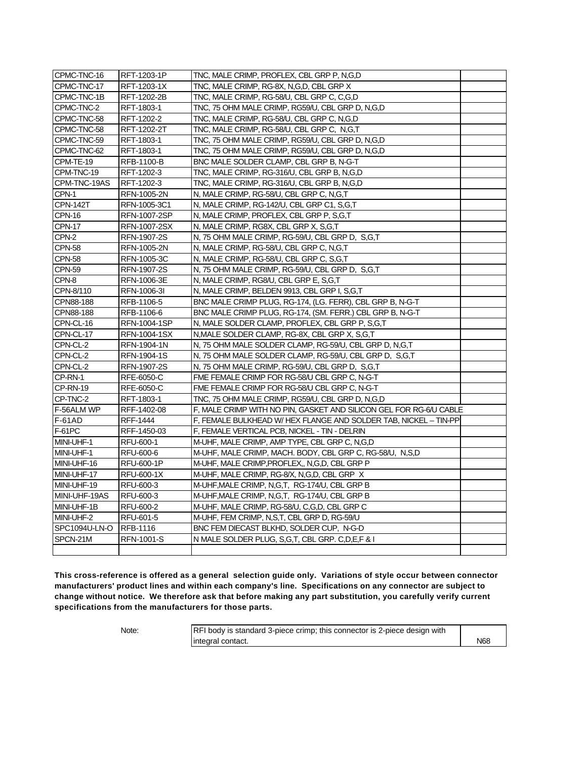| | | | |
|---|---|---|---|
| CPMC-TNC-16 | RFT-1203-1P | TNC, MALE CRIMP, PROFLEX, CBL GRP P, N,G,D | |
| CPMC-TNC-17 | RFT-1203-1X | TNC, MALE CRIMP, RG-8X, N,G,D, CBL GRP X | |
| CPMC-TNC-1B | RFT-1202-2B | TNC, MALE CRIMP, RG-58/U, CBL GRP C, C,G,D | |
| CPMC-TNC-2 | RFT-1803-1 | TNC, 75 OHM MALE CRIMP, RG59/U, CBL GRP D, N,G,D | |
| CPMC-TNC-58 | RFT-1202-2 | TNC, MALE CRIMP, RG-58/U, CBL GRP C, N,G,D | |
| CPMC-TNC-58 | RFT-1202-2T | TNC, MALE CRIMP, RG-58/U, CBL GRP C, N,G,T | |
| CPMC-TNC-59 | RFT-1803-1 | TNC, 75 OHM MALE CRIMP, RG59/U, CBL GRP D, N,G,D | |
| CPMC-TNC-62 | RFT-1803-1 | TNC, 75 OHM MALE CRIMP, RG59/U, CBL GRP D, N,G,D | |
| CPM-TE-19 | RFB-1100-B | BNC MALE SOLDER CLAMP, CBL GRP B, N-G-T | |
| CPM-TNC-19 | RFT-1202-3 | TNC, MALE CRIMP, RG-316/U, CBL GRP B, N,G,D | |
| CPM-TNC-19AS | RFT-1202-3 | TNC, MALE CRIMP, RG-316/U, CBL GRP B, N,G,D | |
| CPN-1 | RFN-1005-2N | N, MALE CRIMP, RG-58/U, CBL GRP C, N,G,T | |
| CPN-142T | RFN-1005-3C1 | N, MALE CRIMP, RG-142/U, CBL GRP C1, S,G,T | |
| CPN-16 | RFN-1007-2SP | N, MALE CRIMP, PROFLEX, CBL GRP P, S,G,T | |
| CPN-17 | RFN-1007-2SX | N, MALE CRIMP, RG8X, CBL GRP X, S,G,T | |
| CPN-2 | RFN-1907-2S | N, 75 OHM MALE CRIMP, RG-59/U, CBL GRP D, S,G,T | |
| CPN-58 | RFN-1005-2N | N, MALE CRIMP, RG-58/U, CBL GRP C, N,G,T | |
| CPN-58 | RFN-1005-3C | N, MALE CRIMP, RG-58/U, CBL GRP C, S,G,T | |
| CPN-59 | RFN-1907-2S | N, 75 OHM MALE CRIMP, RG-59/U, CBL GRP D, S,G,T | |
| CPN-8 | RFN-1006-3E | N, MALE CRIMP, RG8/U, CBL GRP E, S,G,T | |
| CPN-8/110 | RFN-1006-3I | N, MALE CRIMP, BELDEN 9913, CBL GRP I, S,G,T | |
| CPN88-188 | RFB-1106-5 | BNC MALE CRIMP PLUG, RG-174, (LG. FERR), CBL GRP B, N-G-T | |
| CPN88-188 | RFB-1106-6 | BNC MALE CRIMP PLUG, RG-174, (SM. FERR.) CBL GRP B, N-G-T | |
| CPN-CL-16 | RFN-1004-1SP | N, MALE SOLDER CLAMP, PROFLEX, CBL GRP P, S,G,T | |
| CPN-CL-17 | RFN-1004-1SX | N,MALE SOLDER CLAMP, RG-8X, CBL GRP X, S,G,T | |
| CPN-CL-2 | RFN-1904-1N | N, 75 OHM MALE SOLDER CLAMP, RG-59/U, CBL GRP D, N,G,T | |
| CPN-CL-2 | RFN-1904-1S | N, 75 OHM MALE SOLDER CLAMP, RG-59/U, CBL GRP D, S,G,T | |
| CPN-CL-2 | RFN-1907-2S | N, 75 OHM MALE CRIMP, RG-59/U, CBL GRP D, S,G,T | |
| CP-RN-1 | RFE-6050-C | FME FEMALE CRIMP FOR RG-58/U CBL GRP C, N-G-T | |
| CP-RN-19 | RFE-6050-C | FME FEMALE CRIMP FOR RG-58/U CBL GRP C, N-G-T | |
| CP-TNC-2 | RFT-1803-1 | TNC, 75 OHM MALE CRIMP, RG59/U, CBL GRP D, N,G,D | |
| F-56ALM WP | RFF-1402-08 | F, MALE CRIMP WITH NO PIN, GASKET AND SILICON GEL FOR RG-6/U CABLE | |
| F-61AD | RFF-1444 | F, FEMALE BULKHEAD W/ HEX FLANGE AND SOLDER TAB, NICKEL – TIN-PP | |
| F-61PC | RFF-1450-03 | F, FEMALE VERTICAL PCB, NICKEL - TIN - DELRIN | |
| MINI-UHF-1 | RFU-600-1 | M-UHF, MALE CRIMP, AMP TYPE, CBL GRP C, N,G,D | |
| MINI-UHF-1 | RFU-600-6 | M-UHF, MALE CRIMP, MACH. BODY, CBL GRP C, RG-58/U, N,S,D | |
| MINI-UHF-16 | RFU-600-1P | M-UHF, MALE CRIMP,PROFLEX,, N,G,D, CBL GRP P | |
| MINI-UHF-17 | RFU-600-1X | M-UHF, MALE CRIMP, RG-8/X, N,G,D, CBL GRP X | |
| MINI-UHF-19 | RFU-600-3 | M-UHF,MALE CRIMP, N,G,T, RG-174/U, CBL GRP B | |
| MINI-UHF-19AS | RFU-600-3 | M-UHF,MALE CRIMP, N,G,T, RG-174/U, CBL GRP B | |
| MINI-UHF-1B | RFU-600-2 | M-UHF, MALE CRIMP, RG-58/U, C,G,D, CBL GRP C | |
| MINI-UHF-2 | RFU-601-5 | M-UHF, FEM CRIMP, N,S,T, CBL GRP D, RG-59/U | |
| SPC1094U-LN-O | RFB-1116 | BNC FEM DIECAST BLKHD, SOLDER CUP, N-G-D | |
| SPCN-21M | RFN-1001-S | N MALE SOLDER PLUG, S,G,T, CBL GRP. C,D,E,F & I | |
| | | | |

**This cross-reference is offered as a general selection guide only. Variations of style occur between connector manufacturers' product lines and within each company's line. Specifications on any connector are subject to change without notice. We therefore ask that before making any part substitution, you carefully verify current specifications from the manufacturers for those parts.**

| | | |
|---|---|---|
| Note: | RFI body is standard 3-piece crimp; this connector is 2-piece design with integral contact. | N68 |